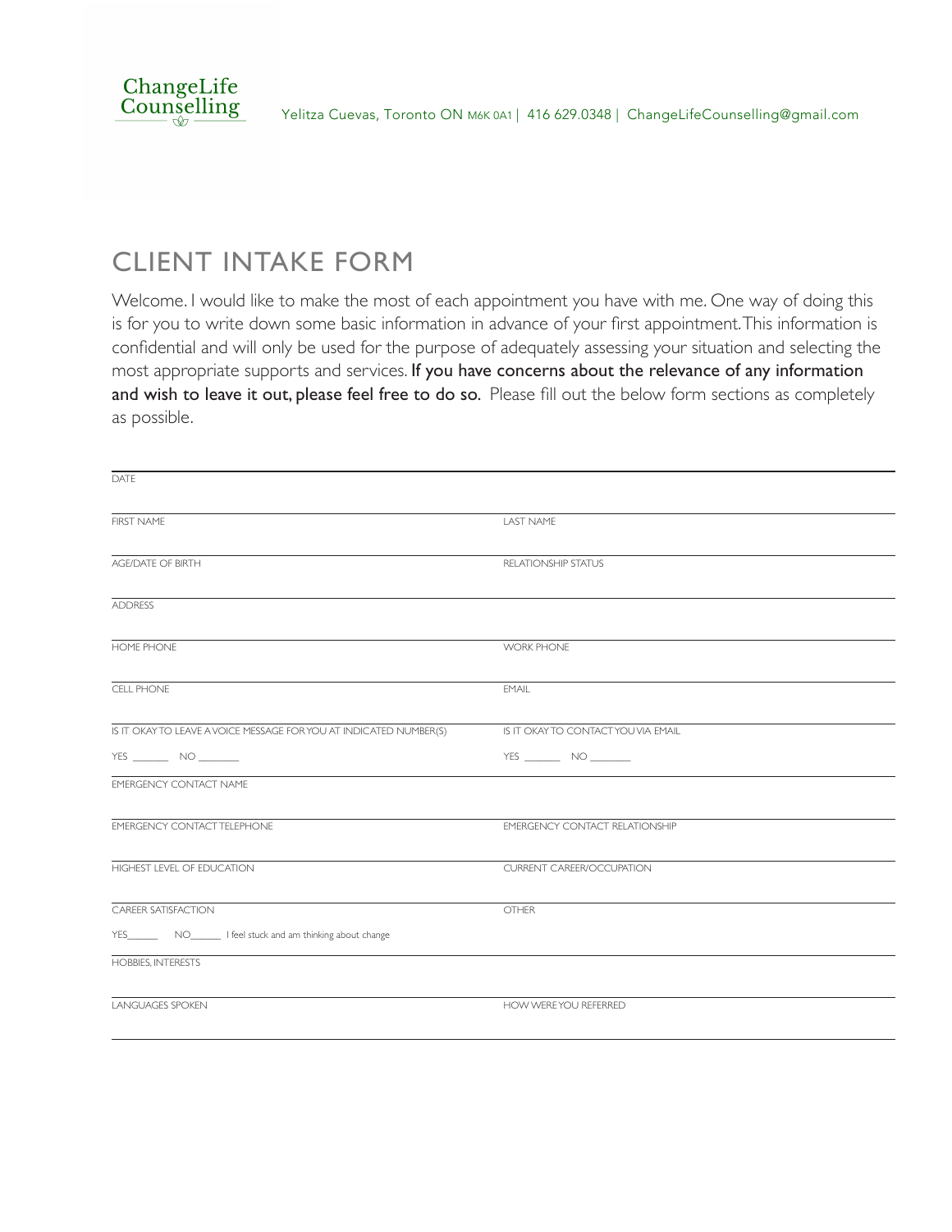ChangeLife Counselling

Yelitza Cuevas, Toronto ON M6K 0A1 | 416 629.0348 | ChangeLifeCounselling@gmail.com

# CLIENT INTAKE FORM

Welcome. I would like to make the most of each appointment you have with me. One way of doing this is for you to write down some basic information in advance of your first appointment. This information is confidential and will only be used for the purpose of adequately assessing your situation and selecting the most appropriate supports and services. **If you have concerns about the relevance of any information and wish to leave it out, please feel free to do so.** Please fill out the below form sections as completely as possible.

DATE

| | |
|---|---|
| FIRST NAME | LAST NAME |
| AGE/DATE OF BIRTH | RELATIONSHIP STATUS |

ADDRESS

| | |
|---|---|
| HOME PHONE | WORK PHONE |
| CELL PHONE | EMAIL |
| IS IT OKAY TO LEAVE A VOICE MESSAGE FOR YOU AT INDICATED NUMBER(S)<br>YES _______ NO _______ | IS IT OKAY TO CONTACT YOU VIA EMAIL<br>YES _______ NO _______ |

EMERGENCY CONTACT NAME

| | |
|---|---|
| EMERGENCY CONTACT TELEPHONE | EMERGENCY CONTACT RELATIONSHIP |
| HIGHEST LEVEL OF EDUCATION | CURRENT CAREER/OCCUPATION |
| CAREER SATISFACTION<br>YES______ NO______ I feel stuck and am thinking about change | OTHER |

HOBBIES, INTERESTS

| | |
|---|---|
| LANGUAGES SPOKEN | HOW WERE YOU REFERRED |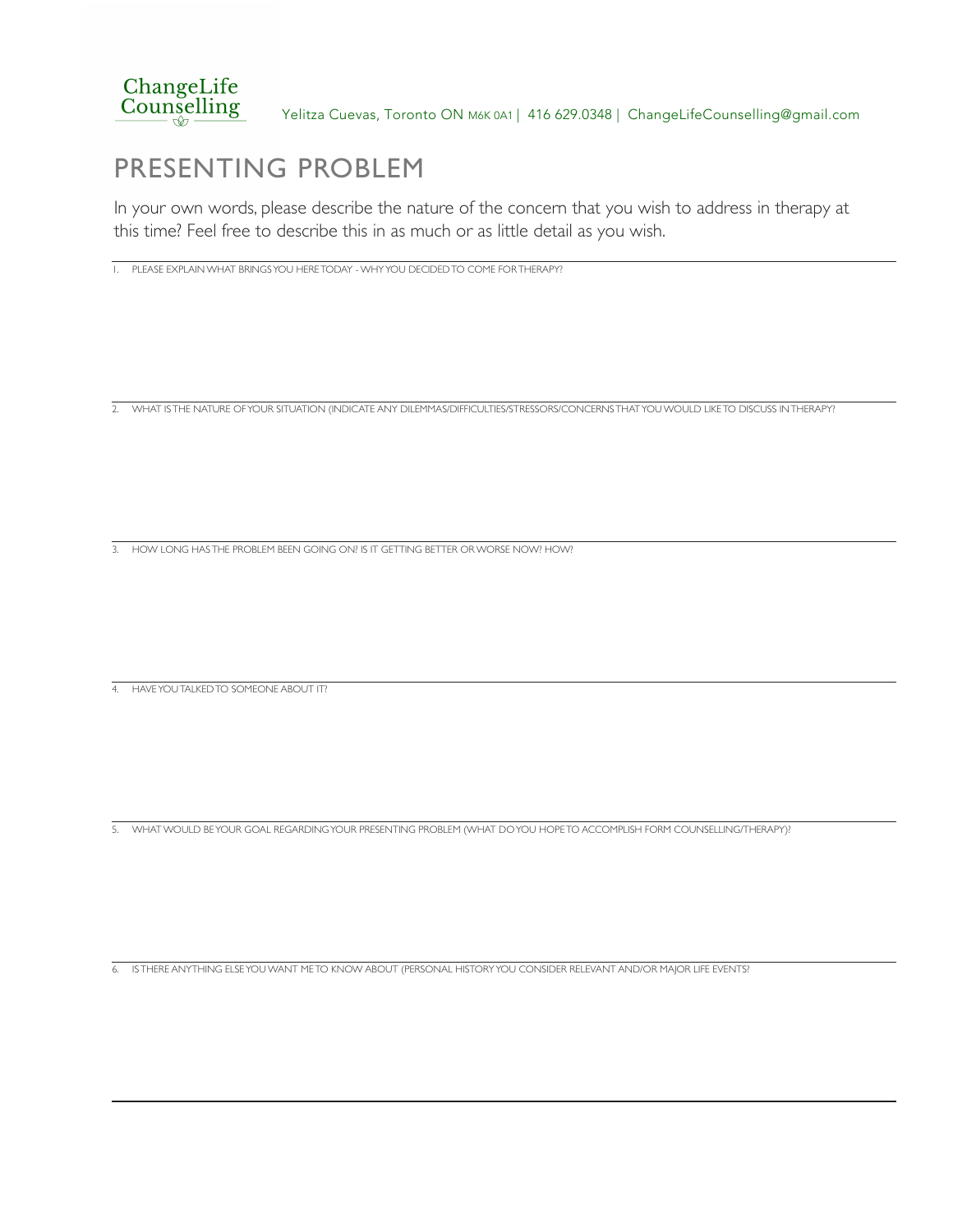ChangeLife Counselling

Yelitza Cuevas, Toronto ON M6K 0A1 | 416 629.0348 | ChangeLifeCounselling@gmail.com

# PRESENTING PROBLEM

In your own words, please describe the nature of the concern that you wish to address in therapy at this time? Feel free to describe this in as much or as little detail as you wish.

1. PLEASE EXPLAIN WHAT BRINGS YOU HERE TODAY - WHY YOU DECIDED TO COME FOR THERAPY?

2. WHAT IS THE NATURE OF YOUR SITUATION (INDICATE ANY DILEMMAS/DIFFICULTIES/STRESSORS/CONCERNS THAT YOU WOULD LIKE TO DISCUSS IN THERAPY?

3. HOW LONG HAS THE PROBLEM BEEN GOING ON? IS IT GETTING BETTER OR WORSE NOW? HOW?

4. HAVE YOU TALKED TO SOMEONE ABOUT IT?

5. WHAT WOULD BE YOUR GOAL REGARDING YOUR PRESENTING PROBLEM (WHAT DO YOU HOPE TO ACCOMPLISH FORM COUNSELLING/THERAPY)?

6. IS THERE ANYTHING ELSE YOU WANT ME TO KNOW ABOUT (PERSONAL HISTORY YOU CONSIDER RELEVANT AND/OR MAJOR LIFE EVENTS?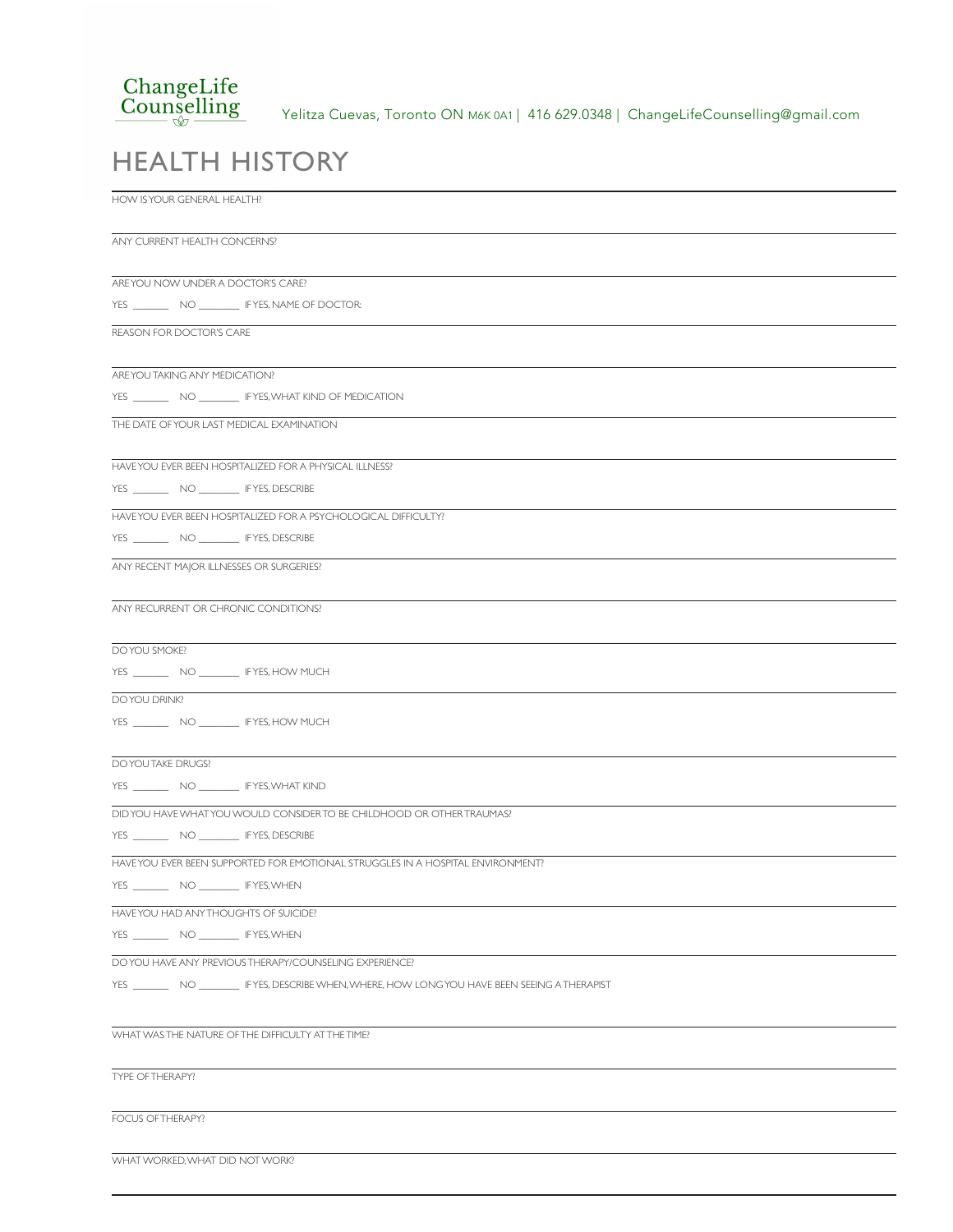ChangeLife Counselling

Yelitza Cuevas, Toronto ON M6K 0A1 | 416 629.0348 | ChangeLifeCounselling@gmail.com

# HEALTH HISTORY

HOW IS YOUR GENERAL HEALTH?

ANY CURRENT HEALTH CONCERNS?

ARE YOU NOW UNDER A DOCTOR'S CARE?

YES _______ NO _______ IF YES, NAME OF DOCTOR:

REASON FOR DOCTOR'S CARE

ARE YOU TAKING ANY MEDICATION?

YES _______ NO _______ IF YES, WHAT KIND OF MEDICATION

THE DATE OF YOUR LAST MEDICAL EXAMINATION

HAVE YOU EVER BEEN HOSPITALIZED FOR A PHYSICAL ILLNESS?

YES _______ NO _______ IF YES, DESCRIBE

HAVE YOU EVER BEEN HOSPITALIZED FOR A PSYCHOLOGICAL DIFFICULTY?

YES _______ NO _______ IF YES, DESCRIBE

ANY RECENT MAJOR ILLNESSES OR SURGERIES?

ANY RECURRENT OR CHRONIC CONDITIONS?

DO YOU SMOKE?

YES _______ NO _______ IF YES, HOW MUCH

DO YOU DRINK?

YES _______ NO _______ IF YES, HOW MUCH

DO YOU TAKE DRUGS?

YES _______ NO _______ IF YES, WHAT KIND

DID YOU HAVE WHAT YOU WOULD CONSIDER TO BE CHILDHOOD OR OTHER TRAUMAS?

YES _______ NO _______ IF YES, DESCRIBE

HAVE YOU EVER BEEN SUPPORTED FOR EMOTIONAL STRUGGLES IN A HOSPITAL ENVIRONMENT?

YES _______ NO _______ IF YES, WHEN

HAVE YOU HAD ANY THOUGHTS OF SUICIDE?

YES _______ NO _______ IF YES, WHEN

DO YOU HAVE ANY PREVIOUS THERAPY/COUNSELING EXPERIENCE?

YES _______ NO _______ IF YES, DESCRIBE WHEN, WHERE, HOW LONG YOU HAVE BEEN SEEING A THERAPIST

WHAT WAS THE NATURE OF THE DIFFICULTY AT THE TIME?

TYPE OF THERAPY?

FOCUS OF THERAPY?

WHAT WORKED, WHAT DID NOT WORK?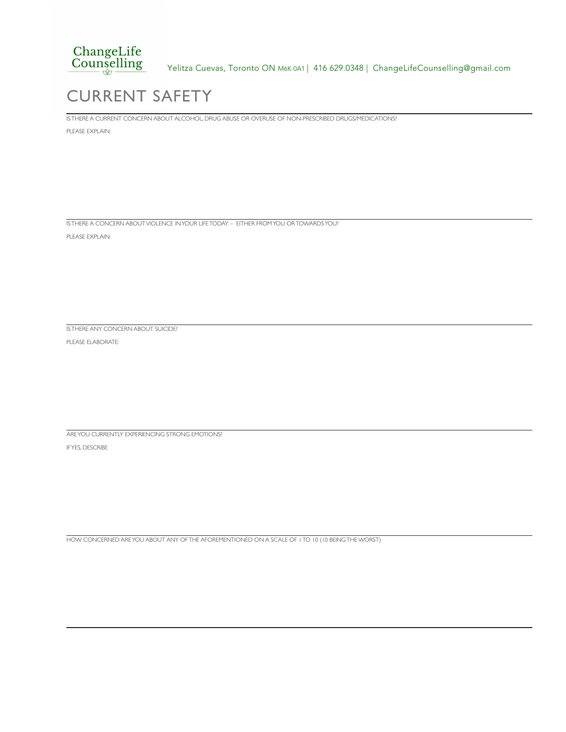# CURRENT SAFETY

IS THERE A CURRENT CONCERN ABOUT ALCOHOL, DRUG ABUSE OR OVERUSE OF NON-PRESCRIBED DRUGS/MEDICATIONS?

PLEASE EXPLAIN:

IS THERE A CONCERN ABOUT VIOLENCE IN YOUR LIFE TODAY – EITHER FROM YOU OR TOWARDS YOU?

PLEASE EXPLAIN:

IS THERE ANY CONCERN ABOUT SUICIDE?

PLEASE ELABORATE:

ARE YOU CURRENTLY EXPERIENCING STRONG EMOTIONS?

IF YES, DESCRIBE

HOW CONCERNED ARE YOU ABOUT ANY OF THE AFOREMENTIONED ON A SCALE OF 1 TO 10 (10 BEING THE WORST)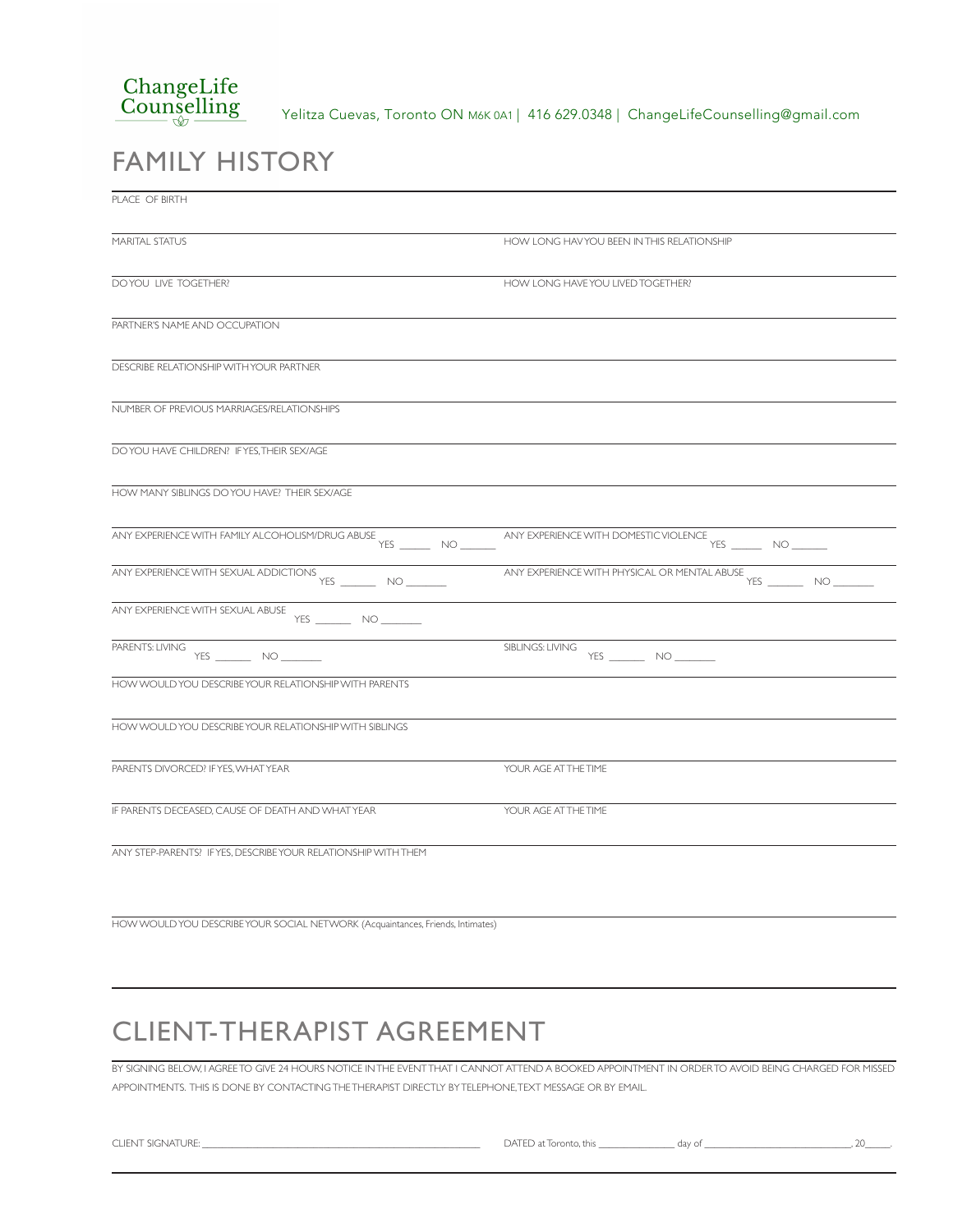ChangeLife Counselling

Yelitza Cuevas, Toronto ON M6K 0A1 | 416 629.0348 | ChangeLifeCounselling@gmail.com

# FAMILY HISTORY

PLACE OF BIRTH

MARITAL STATUS

HOW LONG HAV YOU BEEN IN THIS RELATIONSHIP

DO YOU LIVE TOGETHER?

HOW LONG HAVE YOU LIVED TOGETHER?

PARTNER'S NAME AND OCCUPATION

DESCRIBE RELATIONSHIP WITH YOUR PARTNER

NUMBER OF PREVIOUS MARRIAGES/RELATIONSHIPS

DO YOU HAVE CHILDREN? IF YES, THEIR SEX/AGE

HOW MANY SIBLINGS DO YOU HAVE? THEIR SEX/AGE

ANY EXPERIENCE WITH FAMILY ALCOHOLISM/DRUG ABUSE YES ______ NO ______

ANY EXPERIENCE WITH DOMESTIC VIOLENCE YES ______ NO ______

ANY EXPERIENCE WITH SEXUAL ADDICTIONS YES _______ NO _______

ANY EXPERIENCE WITH PHYSICAL OR MENTAL ABUSE YES _______ NO _______

ANY EXPERIENCE WITH SEXUAL ABUSE YES _______ NO _______

PARENTS: LIVING YES _______ NO _______

SIBLINGS: LIVING YES _______ NO _______

HOW WOULD YOU DESCRIBE YOUR RELATIONSHIP WITH PARENTS

HOW WOULD YOU DESCRIBE YOUR RELATIONSHIP WITH SIBLINGS

PARENTS DIVORCED? IF YES, WHAT YEAR

YOUR AGE AT THE TIME

IF PARENTS DECEASED, CAUSE OF DEATH AND WHAT YEAR

YOUR AGE AT THE TIME

ANY STEP-PARENTS? IF YES, DESCRIBE YOUR RELATIONSHIP WITH THEM

HOW WOULD YOU DESCRIBE YOUR SOCIAL NETWORK (Acquaintances, Friends, Intimates)

# CLIENT-THERAPIST AGREEMENT

BY SIGNING BELOW, I AGREE TO GIVE 24 HOURS NOTICE IN THE EVENT THAT I CANNOT ATTEND A BOOKED APPOINTMENT IN ORDER TO AVOID BEING CHARGED FOR MISSED APPOINTMENTS. THIS IS DONE BY CONTACTING THE THERAPIST DIRECTLY BY TELEPHONE, TEXT MESSAGE OR BY EMAIL.

CLIENT SIGNATURE: ______________________________________________

DATED at Toronto, this ______________ day of __________________________, 20_____.